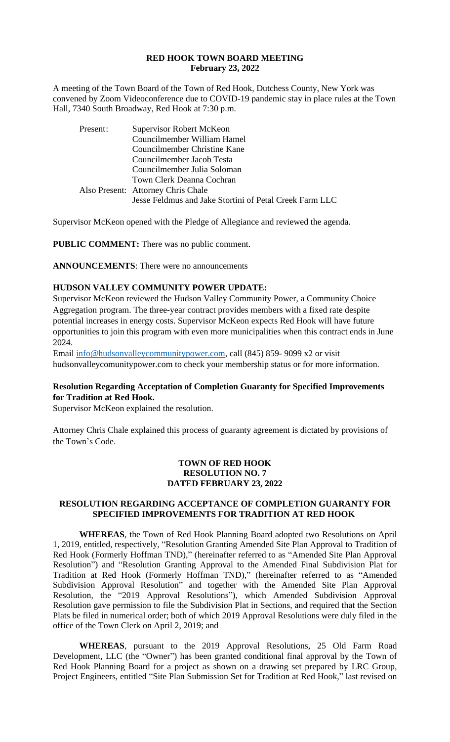# RED HOOK TOWN BOARD MEETING
**February 23, 2022**

A meeting of the Town Board of the Town of Red Hook, Dutchess County, New York was convened by Zoom Videoconference due to COVID-19 pandemic stay in place rules at the Town Hall, 7340 South Broadway, Red Hook at 7:30 p.m.

| | |
|---|---|
| Present: | Supervisor Robert McKeon |
| | Councilmember William Hamel |
| | Councilmember Christine Kane |
| | Councilmember Jacob Testa |
| | Councilmember Julia Soloman |
| | Town Clerk Deanna Cochran |
| Also Present: | Attorney Chris Chale |
| | Jesse Feldmus and Jake Stortini of Petal Creek Farm LLC |

Supervisor McKeon opened with the Pledge of Allegiance and reviewed the agenda.

**PUBLIC COMMENT:** There was no public comment.

**ANNOUNCEMENTS**: There were no announcements

**HUDSON VALLEY COMMUNITY POWER UPDATE:**

Supervisor McKeon reviewed the Hudson Valley Community Power, a Community Choice Aggregation program. The three-year contract provides members with a fixed rate despite potential increases in energy costs. Supervisor McKeon expects Red Hook will have future opportunities to join this program with even more municipalities when this contract ends in June 2024.

Email info@hudsonvalleycommunitypower.com, call (845) 859- 9099 x2 or visit hudsonvalleycomunitypower.com to check your membership status or for more information.

**Resolution Regarding Acceptation of Completion Guaranty for Specified Improvements for Tradition at Red Hook.**

Supervisor McKeon explained the resolution.

Attorney Chris Chale explained this process of guaranty agreement is dictated by provisions of the Town's Code.

**TOWN OF RED HOOK**
**RESOLUTION NO. 7**
**DATED FEBRUARY 23, 2022**

**RESOLUTION REGARDING ACCEPTANCE OF COMPLETION GUARANTY FOR SPECIFIED IMPROVEMENTS FOR TRADITION AT RED HOOK**

**WHEREAS**, the Town of Red Hook Planning Board adopted two Resolutions on April 1, 2019, entitled, respectively, "Resolution Granting Amended Site Plan Approval to Tradition of Red Hook (Formerly Hoffman TND)," (hereinafter referred to as "Amended Site Plan Approval Resolution") and "Resolution Granting Approval to the Amended Final Subdivision Plat for Tradition at Red Hook (Formerly Hoffman TND)," (hereinafter referred to as "Amended Subdivision Approval Resolution" and together with the Amended Site Plan Approval Resolution, the "2019 Approval Resolutions"), which Amended Subdivision Approval Resolution gave permission to file the Subdivision Plat in Sections, and required that the Section Plats be filed in numerical order; both of which 2019 Approval Resolutions were duly filed in the office of the Town Clerk on April 2, 2019; and

**WHEREAS**, pursuant to the 2019 Approval Resolutions, 25 Old Farm Road Development, LLC (the "Owner") has been granted conditional final approval by the Town of Red Hook Planning Board for a project as shown on a drawing set prepared by LRC Group, Project Engineers, entitled "Site Plan Submission Set for Tradition at Red Hook," last revised on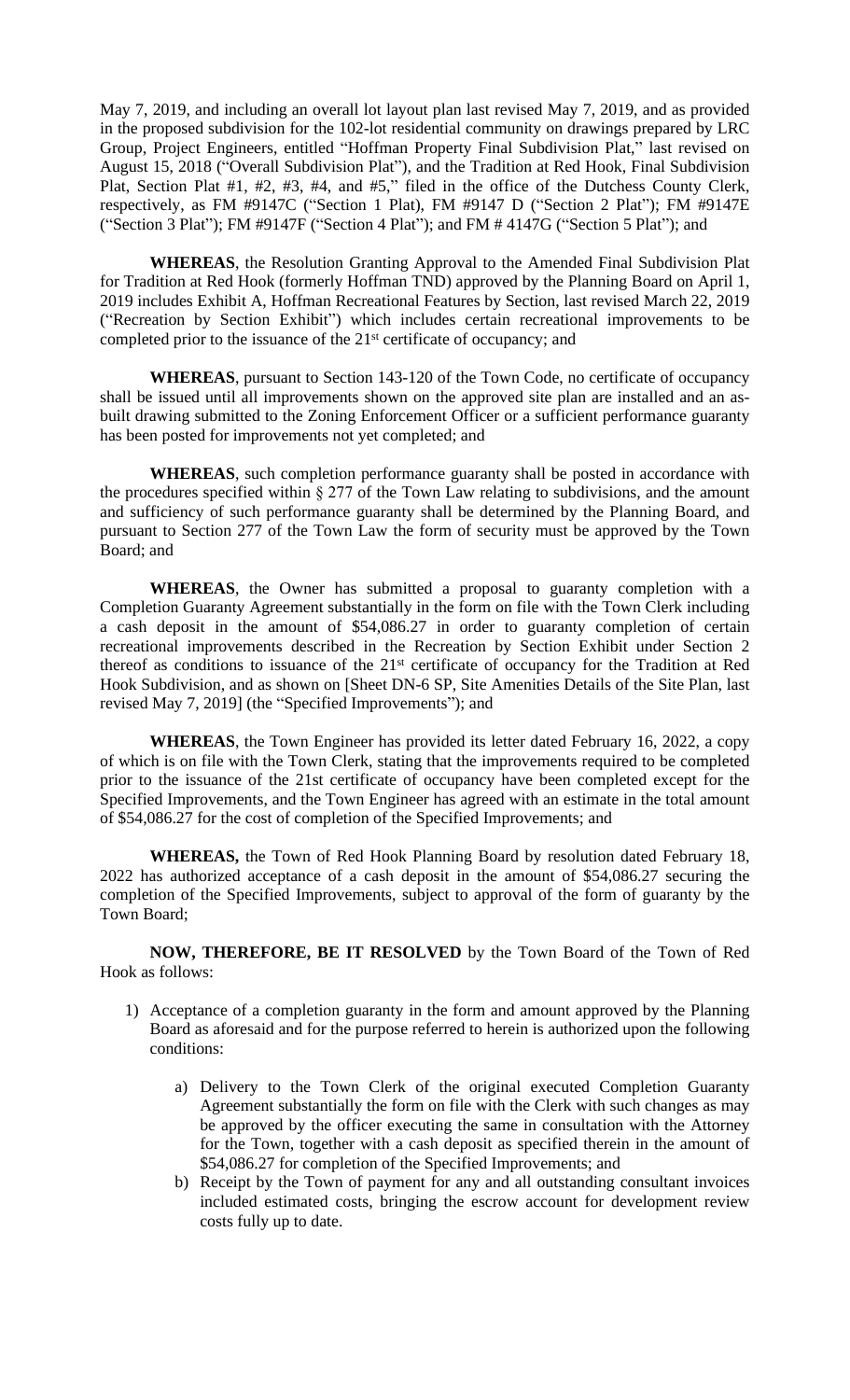May 7, 2019, and including an overall lot layout plan last revised May 7, 2019, and as provided in the proposed subdivision for the 102-lot residential community on drawings prepared by LRC Group, Project Engineers, entitled "Hoffman Property Final Subdivision Plat," last revised on August 15, 2018 ("Overall Subdivision Plat"), and the Tradition at Red Hook, Final Subdivision Plat, Section Plat #1, #2, #3, #4, and #5," filed in the office of the Dutchess County Clerk, respectively, as FM #9147C ("Section 1 Plat), FM #9147 D ("Section 2 Plat"); FM #9147E ("Section 3 Plat"); FM #9147F ("Section 4 Plat"); and FM # 4147G ("Section 5 Plat"); and

**WHEREAS**, the Resolution Granting Approval to the Amended Final Subdivision Plat for Tradition at Red Hook (formerly Hoffman TND) approved by the Planning Board on April 1, 2019 includes Exhibit A, Hoffman Recreational Features by Section, last revised March 22, 2019 ("Recreation by Section Exhibit") which includes certain recreational improvements to be completed prior to the issuance of the 21st certificate of occupancy; and

**WHEREAS**, pursuant to Section 143-120 of the Town Code, no certificate of occupancy shall be issued until all improvements shown on the approved site plan are installed and an as-built drawing submitted to the Zoning Enforcement Officer or a sufficient performance guaranty has been posted for improvements not yet completed; and

**WHEREAS**, such completion performance guaranty shall be posted in accordance with the procedures specified within § 277 of the Town Law relating to subdivisions, and the amount and sufficiency of such performance guaranty shall be determined by the Planning Board, and pursuant to Section 277 of the Town Law the form of security must be approved by the Town Board; and

**WHEREAS**, the Owner has submitted a proposal to guaranty completion with a Completion Guaranty Agreement substantially in the form on file with the Town Clerk including a cash deposit in the amount of $54,086.27 in order to guaranty completion of certain recreational improvements described in the Recreation by Section Exhibit under Section 2 thereof as conditions to issuance of the 21st certificate of occupancy for the Tradition at Red Hook Subdivision, and as shown on [Sheet DN-6 SP, Site Amenities Details of the Site Plan, last revised May 7, 2019] (the "Specified Improvements"); and

**WHEREAS**, the Town Engineer has provided its letter dated February 16, 2022, a copy of which is on file with the Town Clerk, stating that the improvements required to be completed prior to the issuance of the 21st certificate of occupancy have been completed except for the Specified Improvements, and the Town Engineer has agreed with an estimate in the total amount of $54,086.27 for the cost of completion of the Specified Improvements; and

**WHEREAS,** the Town of Red Hook Planning Board by resolution dated February 18, 2022 has authorized acceptance of a cash deposit in the amount of $54,086.27 securing the completion of the Specified Improvements, subject to approval of the form of guaranty by the Town Board;

**NOW, THEREFORE, BE IT RESOLVED** by the Town Board of the Town of Red Hook as follows:

1) Acceptance of a completion guaranty in the form and amount approved by the Planning Board as aforesaid and for the purpose referred to herein is authorized upon the following conditions:

    a) Delivery to the Town Clerk of the original executed Completion Guaranty Agreement substantially the form on file with the Clerk with such changes as may be approved by the officer executing the same in consultation with the Attorney for the Town, together with a cash deposit as specified therein in the amount of $54,086.27 for completion of the Specified Improvements; and

    b) Receipt by the Town of payment for any and all outstanding consultant invoices included estimated costs, bringing the escrow account for development review costs fully up to date.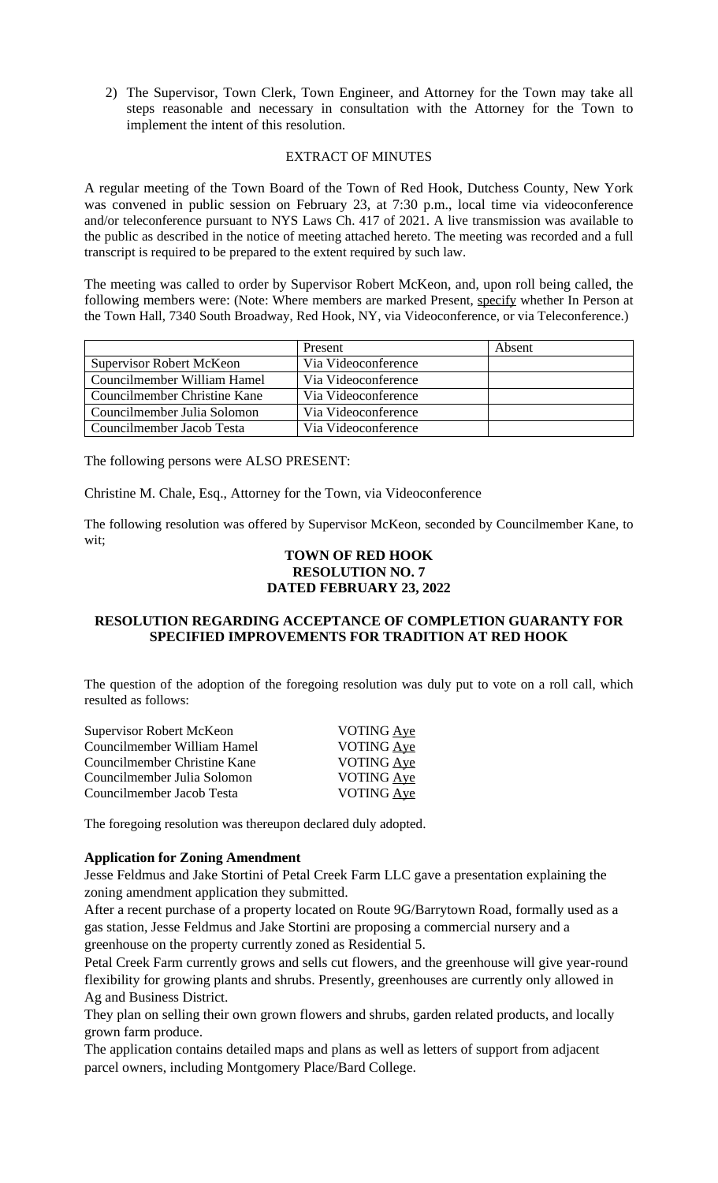2) The Supervisor, Town Clerk, Town Engineer, and Attorney for the Town may take all steps reasonable and necessary in consultation with the Attorney for the Town to implement the intent of this resolution.

EXTRACT OF MINUTES

A regular meeting of the Town Board of the Town of Red Hook, Dutchess County, New York was convened in public session on February 23, at 7:30 p.m., local time via videoconference and/or teleconference pursuant to NYS Laws Ch. 417 of 2021. A live transmission was available to the public as described in the notice of meeting attached hereto. The meeting was recorded and a full transcript is required to be prepared to the extent required by such law.

The meeting was called to order by Supervisor Robert McKeon, and, upon roll being called, the following members were: (Note: Where members are marked Present, specify whether In Person at the Town Hall, 7340 South Broadway, Red Hook, NY, via Videoconference, or via Teleconference.)

| | Present | Absent |
|---|---|---|
| Supervisor Robert McKeon | Via Videoconference | |
| Councilmember William Hamel | Via Videoconference | |
| Councilmember Christine Kane | Via Videoconference | |
| Councilmember Julia Solomon | Via Videoconference | |
| Councilmember Jacob Testa | Via Videoconference | |

The following persons were ALSO PRESENT:

Christine M. Chale, Esq., Attorney for the Town, via Videoconference

The following resolution was offered by Supervisor McKeon, seconded by Councilmember Kane, to wit;

**TOWN OF RED HOOK**
**RESOLUTION NO. 7**
**DATED FEBRUARY 23, 2022**

**RESOLUTION REGARDING ACCEPTANCE OF COMPLETION GUARANTY FOR SPECIFIED IMPROVEMENTS FOR TRADITION AT RED HOOK**

The question of the adoption of the foregoing resolution was duly put to vote on a roll call, which resulted as follows:

| | |
|---|---|
| Supervisor Robert McKeon | VOTING Aye |
| Councilmember William Hamel | VOTING Aye |
| Councilmember Christine Kane | VOTING Aye |
| Councilmember Julia Solomon | VOTING Aye |
| Councilmember Jacob Testa | VOTING Aye |

The foregoing resolution was thereupon declared duly adopted.

**Application for Zoning Amendment**

Jesse Feldmus and Jake Stortini of Petal Creek Farm LLC gave a presentation explaining the zoning amendment application they submitted.

After a recent purchase of a property located on Route 9G/Barrytown Road, formally used as a gas station, Jesse Feldmus and Jake Stortini are proposing a commercial nursery and a greenhouse on the property currently zoned as Residential 5.

Petal Creek Farm currently grows and sells cut flowers, and the greenhouse will give year-round flexibility for growing plants and shrubs. Presently, greenhouses are currently only allowed in Ag and Business District.

They plan on selling their own grown flowers and shrubs, garden related products, and locally grown farm produce.

The application contains detailed maps and plans as well as letters of support from adjacent parcel owners, including Montgomery Place/Bard College.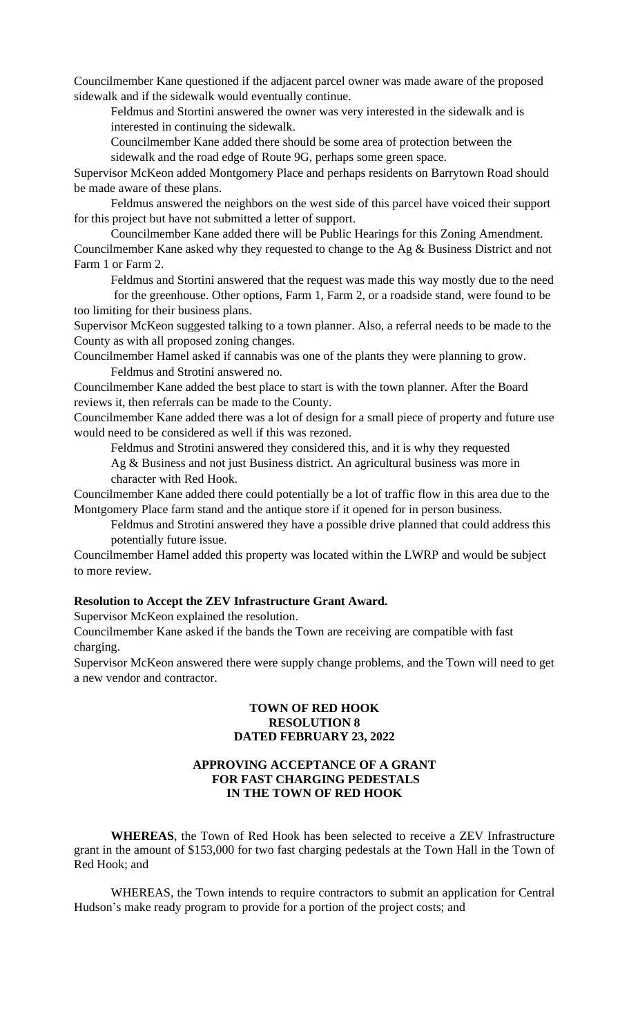Councilmember Kane questioned if the adjacent parcel owner was made aware of the proposed sidewalk and if the sidewalk would eventually continue.

Feldmus and Stortini answered the owner was very interested in the sidewalk and is interested in continuing the sidewalk.

Councilmember Kane added there should be some area of protection between the sidewalk and the road edge of Route 9G, perhaps some green space.

Supervisor McKeon added Montgomery Place and perhaps residents on Barrytown Road should be made aware of these plans.

Feldmus answered the neighbors on the west side of this parcel have voiced their support for this project but have not submitted a letter of support.

Councilmember Kane added there will be Public Hearings for this Zoning Amendment. Councilmember Kane asked why they requested to change to the Ag & Business District and not Farm 1 or Farm 2.

Feldmus and Stortini answered that the request was made this way mostly due to the need for the greenhouse. Other options, Farm 1, Farm 2, or a roadside stand, were found to be too limiting for their business plans.

Supervisor McKeon suggested talking to a town planner. Also, a referral needs to be made to the County as with all proposed zoning changes.

Councilmember Hamel asked if cannabis was one of the plants they were planning to grow.

Feldmus and Strotini answered no.

Councilmember Kane added the best place to start is with the town planner. After the Board reviews it, then referrals can be made to the County.

Councilmember Kane added there was a lot of design for a small piece of property and future use would need to be considered as well if this was rezoned.

Feldmus and Strotini answered they considered this, and it is why they requested Ag & Business and not just Business district. An agricultural business was more in character with Red Hook.

Councilmember Kane added there could potentially be a lot of traffic flow in this area due to the Montgomery Place farm stand and the antique store if it opened for in person business.

Feldmus and Strotini answered they have a possible drive planned that could address this potentially future issue.

Councilmember Hamel added this property was located within the LWRP and would be subject to more review.

**Resolution to Accept the ZEV Infrastructure Grant Award.**

Supervisor McKeon explained the resolution.

Councilmember Kane asked if the bands the Town are receiving are compatible with fast charging.

Supervisor McKeon answered there were supply change problems, and the Town will need to get a new vendor and contractor.

**TOWN OF RED HOOK**
**RESOLUTION 8**
**DATED FEBRUARY 23, 2022**

**APPROVING ACCEPTANCE OF A GRANT**
**FOR FAST CHARGING PEDESTALS**
**IN THE TOWN OF RED HOOK**

**WHEREAS**, the Town of Red Hook has been selected to receive a ZEV Infrastructure grant in the amount of $153,000 for two fast charging pedestals at the Town Hall in the Town of Red Hook; and

WHEREAS, the Town intends to require contractors to submit an application for Central Hudson's make ready program to provide for a portion of the project costs; and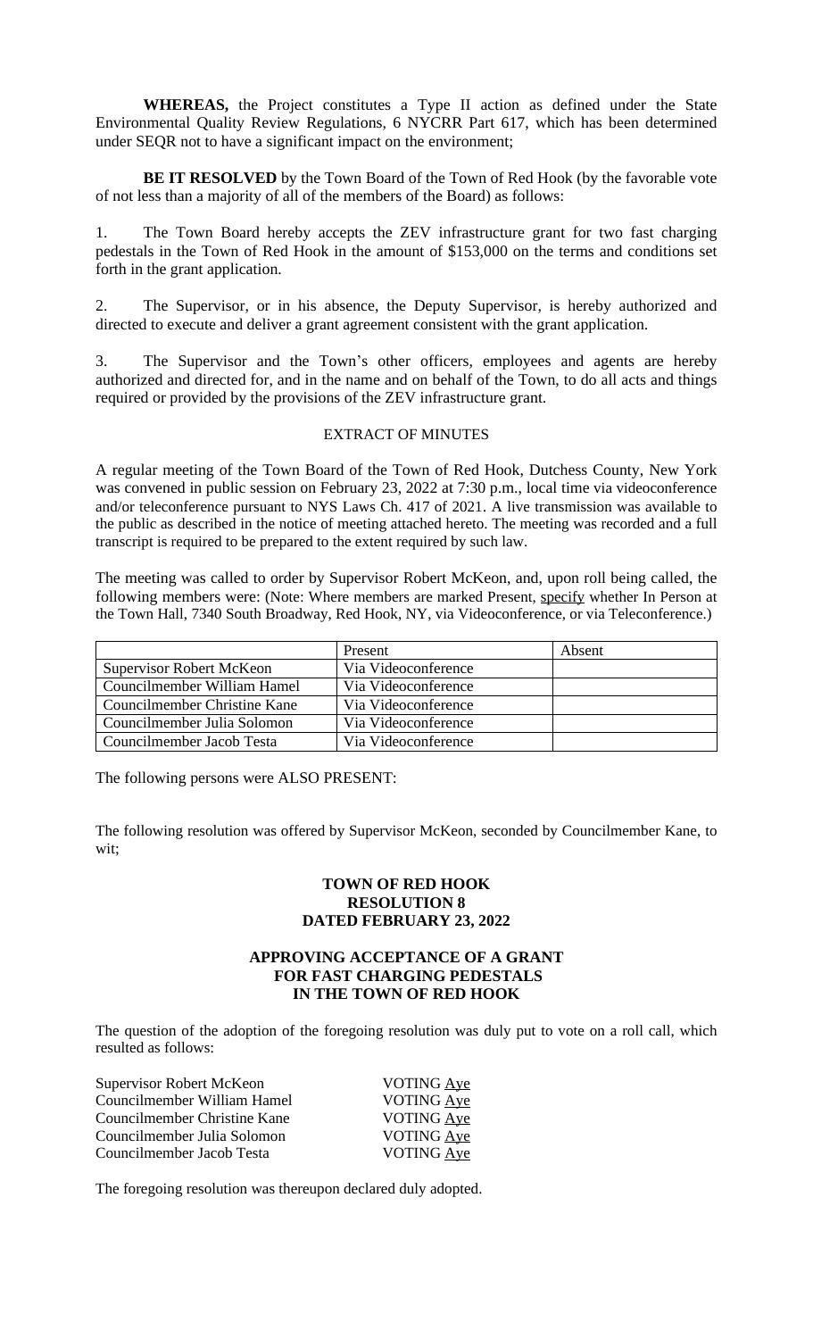**WHEREAS,** the Project constitutes a Type II action as defined under the State Environmental Quality Review Regulations, 6 NYCRR Part 617, which has been determined under SEQR not to have a significant impact on the environment;

**BE IT RESOLVED** by the Town Board of the Town of Red Hook (by the favorable vote of not less than a majority of all of the members of the Board) as follows:

1. The Town Board hereby accepts the ZEV infrastructure grant for two fast charging pedestals in the Town of Red Hook in the amount of $153,000 on the terms and conditions set forth in the grant application.

2. The Supervisor, or in his absence, the Deputy Supervisor, is hereby authorized and directed to execute and deliver a grant agreement consistent with the grant application.

3. The Supervisor and the Town's other officers, employees and agents are hereby authorized and directed for, and in the name and on behalf of the Town, to do all acts and things required or provided by the provisions of the ZEV infrastructure grant.

EXTRACT OF MINUTES

A regular meeting of the Town Board of the Town of Red Hook, Dutchess County, New York was convened in public session on February 23, 2022 at 7:30 p.m., local time via videoconference and/or teleconference pursuant to NYS Laws Ch. 417 of 2021. A live transmission was available to the public as described in the notice of meeting attached hereto. The meeting was recorded and a full transcript is required to be prepared to the extent required by such law.

The meeting was called to order by Supervisor Robert McKeon, and, upon roll being called, the following members were: (Note: Where members are marked Present, specify whether In Person at the Town Hall, 7340 South Broadway, Red Hook, NY, via Videoconference, or via Teleconference.)

| | Present | Absent |
|---|---|---|
| Supervisor Robert McKeon | Via Videoconference | |
| Councilmember William Hamel | Via Videoconference | |
| Councilmember Christine Kane | Via Videoconference | |
| Councilmember Julia Solomon | Via Videoconference | |
| Councilmember Jacob Testa | Via Videoconference | |

The following persons were ALSO PRESENT:

The following resolution was offered by Supervisor McKeon, seconded by Councilmember Kane, to wit;

**TOWN OF RED HOOK**
**RESOLUTION 8**
**DATED FEBRUARY 23, 2022**

**APPROVING ACCEPTANCE OF A GRANT**
**FOR FAST CHARGING PEDESTALS**
**IN THE TOWN OF RED HOOK**

The question of the adoption of the foregoing resolution was duly put to vote on a roll call, which resulted as follows:

| | |
|---|---|
| Supervisor Robert McKeon | VOTING Aye |
| Councilmember William Hamel | VOTING Aye |
| Councilmember Christine Kane | VOTING Aye |
| Councilmember Julia Solomon | VOTING Aye |
| Councilmember Jacob Testa | VOTING Aye |

The foregoing resolution was thereupon declared duly adopted.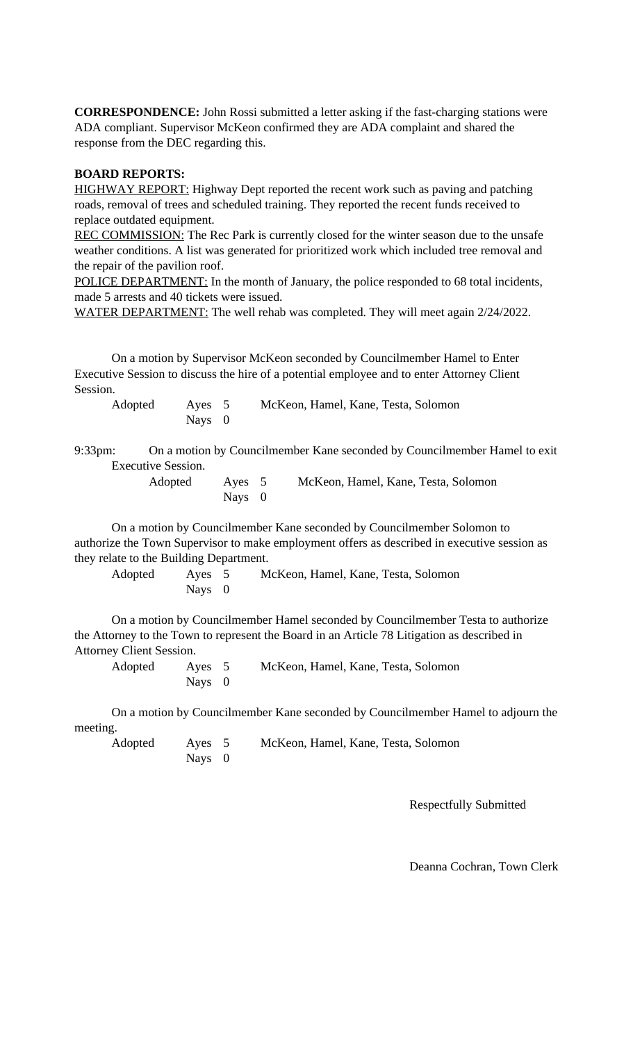**CORRESPONDENCE:** John Rossi submitted a letter asking if the fast-charging stations were ADA compliant. Supervisor McKeon confirmed they are ADA complaint and shared the response from the DEC regarding this.

**BOARD REPORTS:**

HIGHWAY REPORT: Highway Dept reported the recent work such as paving and patching roads, removal of trees and scheduled training. They reported the recent funds received to replace outdated equipment.

REC COMMISSION: The Rec Park is currently closed for the winter season due to the unsafe weather conditions. A list was generated for prioritized work which included tree removal and the repair of the pavilion roof.

POLICE DEPARTMENT: In the month of January, the police responded to 68 total incidents, made 5 arrests and 40 tickets were issued.

WATER DEPARTMENT: The well rehab was completed. They will meet again 2/24/2022.

On a motion by Supervisor McKeon seconded by Councilmember Hamel to Enter Executive Session to discuss the hire of a potential employee and to enter Attorney Client Session.

Adopted Ayes 5 McKeon, Hamel, Kane, Testa, Solomon
Nays 0

9:33pm: On a motion by Councilmember Kane seconded by Councilmember Hamel to exit Executive Session.

Adopted Ayes 5 McKeon, Hamel, Kane, Testa, Solomon
Nays 0

On a motion by Councilmember Kane seconded by Councilmember Solomon to authorize the Town Supervisor to make employment offers as described in executive session as they relate to the Building Department.

Adopted Ayes 5 McKeon, Hamel, Kane, Testa, Solomon
Nays 0

On a motion by Councilmember Hamel seconded by Councilmember Testa to authorize the Attorney to the Town to represent the Board in an Article 78 Litigation as described in Attorney Client Session.

Adopted Ayes 5 McKeon, Hamel, Kane, Testa, Solomon
Nays 0

On a motion by Councilmember Kane seconded by Councilmember Hamel to adjourn the meeting.

Adopted Ayes 5 McKeon, Hamel, Kane, Testa, Solomon
Nays 0

Respectfully Submitted

Deanna Cochran, Town Clerk